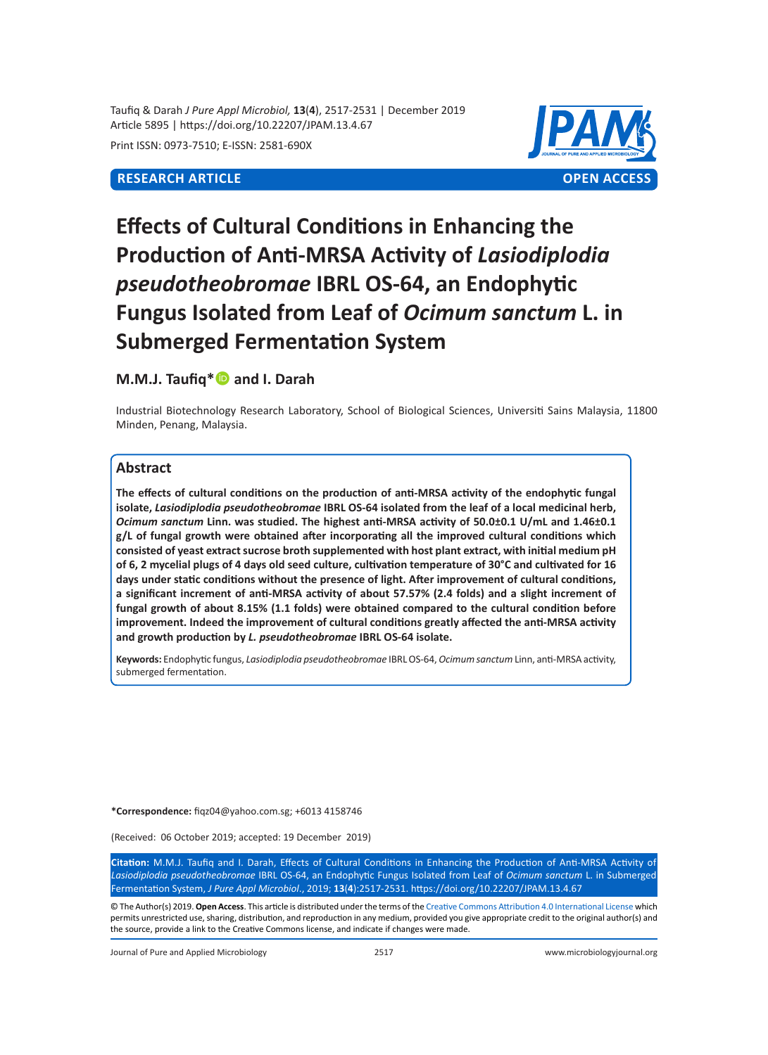RESEARCH ARTICLE — OPEN ACCESS

# Effects of Cultural Conditions in Enhancing the Production of Anti-MRSA Activity of *Lasiodiplodia pseudotheobromae* IBRL OS-64, an Endophytic Fungus Isolated from Leaf of *Ocimum sanctum* L. in Submerged Fermentation System

**M.M.J. Taufiq\* and I. Darah**

Industrial Biotechnology Research Laboratory, School of Biological Sciences, Universiti Sains Malaysia, 11800 Minden, Penang, Malaysia.

## Abstract

**The effects of cultural conditions on the production of anti-MRSA activity of the endophytic fungal isolate, *Lasiodiplodia pseudotheobromae* IBRL OS-64 isolated from the leaf of a local medicinal herb, *Ocimum sanctum* Linn. was studied. The highest anti-MRSA activity of 50.0±0.1 U/mL and 1.46±0.1 g/L of fungal growth were obtained after incorporating all the improved cultural conditions which consisted of yeast extract sucrose broth supplemented with host plant extract, with initial medium pH of 6, 2 mycelial plugs of 4 days old seed culture, cultivation temperature of 30°C and cultivated for 16 days under static conditions without the presence of light. After improvement of cultural conditions, a significant increment of anti-MRSA activity of about 57.57% (2.4 folds) and a slight increment of fungal growth of about 8.15% (1.1 folds) were obtained compared to the cultural condition before improvement. Indeed the improvement of cultural conditions greatly affected the anti-MRSA activity and growth production by *L. pseudotheobromae* IBRL OS-64 isolate.**

**Keywords:** Endophytic fungus, *Lasiodiplodia pseudotheobromae* IBRL OS-64, *Ocimum sanctum* Linn, anti-MRSA activity, submerged fermentation.

**\*Correspondence:** fiqz04@yahoo.com.sg; +6013 4158746

(Received: 06 October 2019; accepted: 19 December 2019)

**Citation:** M.M.J. Taufiq and I. Darah, Effects of Cultural Conditions in Enhancing the Production of Anti-MRSA Activity of *Lasiodiplodia pseudotheobromae* IBRL OS-64, an Endophytic Fungus Isolated from Leaf of *Ocimum sanctum* L. in Submerged Fermentation System, *J Pure Appl Microbiol.*, 2019; **13**(**4**):2517-2531. https://doi.org/10.22207/JPAM.13.4.67

© The Author(s) 2019. **Open Access**. This article is distributed under the terms of the Creative Commons Attribution 4.0 International License which permits unrestricted use, sharing, distribution, and reproduction in any medium, provided you give appropriate credit to the original author(s) and the source, provide a link to the Creative Commons license, and indicate if changes were made.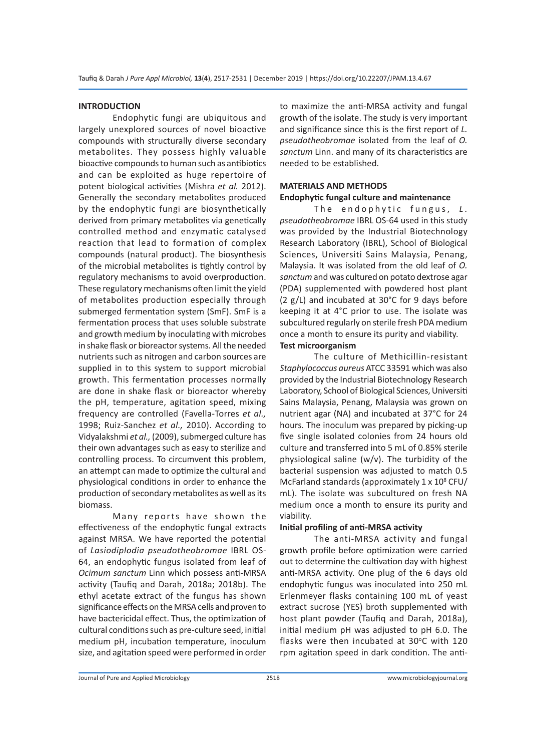## INTRODUCTION

Endophytic fungi are ubiquitous and largely unexplored sources of novel bioactive compounds with structurally diverse secondary metabolites. They possess highly valuable bioactive compounds to human such as antibiotics and can be exploited as huge repertoire of potent biological activities (Mishra *et al.* 2012). Generally the secondary metabolites produced by the endophytic fungi are biosynthetically derived from primary metabolites via genetically controlled method and enzymatic catalysed reaction that lead to formation of complex compounds (natural product). The biosynthesis of the microbial metabolites is tightly control by regulatory mechanisms to avoid overproduction. These regulatory mechanisms often limit the yield of metabolites production especially through submerged fermentation system (SmF). SmF is a fermentation process that uses soluble substrate and growth medium by inoculating with microbes in shake flask or bioreactor systems. All the needed nutrients such as nitrogen and carbon sources are supplied in to this system to support microbial growth. This fermentation processes normally are done in shake flask or bioreactor whereby the pH, temperature, agitation speed, mixing frequency are controlled (Favella-Torres *et al.,* 1998; Ruiz-Sanchez *et al.,* 2010). According to Vidyalakshmi *et al.,* (2009), submerged culture has their own advantages such as easy to sterilize and controlling process. To circumvent this problem, an attempt can made to optimize the cultural and physiological conditions in order to enhance the production of secondary metabolites as well as its biomass.

Many reports have shown the effectiveness of the endophytic fungal extracts against MRSA. We have reported the potential of *Lasiodiplodia pseudotheobromae* IBRL OS-64, an endophytic fungus isolated from leaf of *Ocimum sanctum* Linn which possess anti-MRSA activity (Taufiq and Darah, 2018a; 2018b). The ethyl acetate extract of the fungus has shown significance effects on the MRSA cells and proven to have bactericidal effect. Thus, the optimization of cultural conditions such as pre-culture seed, initial medium pH, incubation temperature, inoculum size, and agitation speed were performed in order to maximize the anti-MRSA activity and fungal growth of the isolate. The study is very important and significance since this is the first report of *L. pseudotheobromae* isolated from the leaf of *O. sanctum* Linn. and many of its characteristics are needed to be established.

## MATERIALS AND METHODS

### Endophytic fungal culture and maintenance

The endophytic fungus, *L. pseudotheobromae* IBRL OS-64 used in this study was provided by the Industrial Biotechnology Research Laboratory (IBRL), School of Biological Sciences, Universiti Sains Malaysia, Penang, Malaysia. It was isolated from the old leaf of *O. sanctum* and was cultured on potato dextrose agar (PDA) supplemented with powdered host plant (2 g/L) and incubated at 30°C for 9 days before keeping it at 4°C prior to use. The isolate was subcultured regularly on sterile fresh PDA medium once a month to ensure its purity and viability.

### Test microorganism

The culture of Methicillin-resistant *Staphylococcus aureus* ATCC 33591 which was also provided by the Industrial Biotechnology Research Laboratory, School of Biological Sciences, Universiti Sains Malaysia, Penang, Malaysia was grown on nutrient agar (NA) and incubated at 37°C for 24 hours. The inoculum was prepared by picking-up five single isolated colonies from 24 hours old culture and transferred into 5 mL of 0.85% sterile physiological saline (w/v). The turbidity of the bacterial suspension was adjusted to match 0.5 McFarland standards (approximately $1 \times 10^8$ CFU/mL). The isolate was subcultured on fresh NA medium once a month to ensure its purity and viability.

### Initial profiling of anti-MRSA activity

The anti-MRSA activity and fungal growth profile before optimization were carried out to determine the cultivation day with highest anti-MRSA activity. One plug of the 6 days old endophytic fungus was inoculated into 250 mL Erlenmeyer flasks containing 100 mL of yeast extract sucrose (YES) broth supplemented with host plant powder (Taufiq and Darah, 2018a), initial medium pH was adjusted to pH 6.0. The flasks were then incubated at 30°C with 120 rpm agitation speed in dark condition. The anti-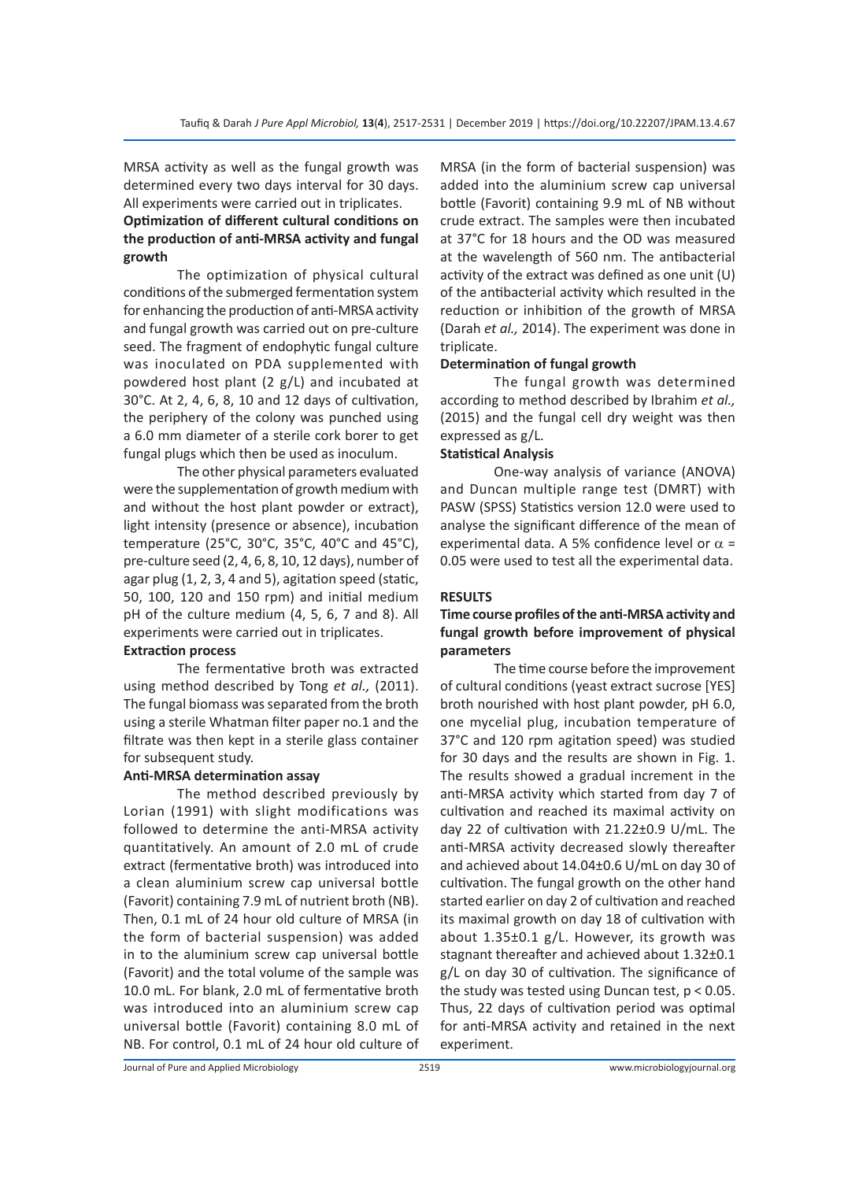MRSA activity as well as the fungal growth was determined every two days interval for 30 days. All experiments were carried out in triplicates.

### Optimization of different cultural conditions on the production of anti-MRSA activity and fungal growth

The optimization of physical cultural conditions of the submerged fermentation system for enhancing the production of anti-MRSA activity and fungal growth was carried out on pre-culture seed. The fragment of endophytic fungal culture was inoculated on PDA supplemented with powdered host plant (2 g/L) and incubated at 30°C. At 2, 4, 6, 8, 10 and 12 days of cultivation, the periphery of the colony was punched using a 6.0 mm diameter of a sterile cork borer to get fungal plugs which then be used as inoculum.

The other physical parameters evaluated were the supplementation of growth medium with and without the host plant powder or extract), light intensity (presence or absence), incubation temperature (25°C, 30°C, 35°C, 40°C and 45°C), pre-culture seed (2, 4, 6, 8, 10, 12 days), number of agar plug (1, 2, 3, 4 and 5), agitation speed (static, 50, 100, 120 and 150 rpm) and initial medium pH of the culture medium (4, 5, 6, 7 and 8). All experiments were carried out in triplicates.

### Extraction process

The fermentative broth was extracted using method described by Tong *et al.,* (2011). The fungal biomass was separated from the broth using a sterile Whatman filter paper no.1 and the filtrate was then kept in a sterile glass container for subsequent study.

### Anti-MRSA determination assay

The method described previously by Lorian (1991) with slight modifications was followed to determine the anti-MRSA activity quantitatively. An amount of 2.0 mL of crude extract (fermentative broth) was introduced into a clean aluminium screw cap universal bottle (Favorit) containing 7.9 mL of nutrient broth (NB). Then, 0.1 mL of 24 hour old culture of MRSA (in the form of bacterial suspension) was added in to the aluminium screw cap universal bottle (Favorit) and the total volume of the sample was 10.0 mL. For blank, 2.0 mL of fermentative broth was introduced into an aluminium screw cap universal bottle (Favorit) containing 8.0 mL of NB. For control, 0.1 mL of 24 hour old culture of MRSA (in the form of bacterial suspension) was added into the aluminium screw cap universal bottle (Favorit) containing 9.9 mL of NB without crude extract. The samples were then incubated at 37°C for 18 hours and the OD was measured at the wavelength of 560 nm. The antibacterial activity of the extract was defined as one unit (U) of the antibacterial activity which resulted in the reduction or inhibition of the growth of MRSA (Darah *et al.,* 2014). The experiment was done in triplicate.

### Determination of fungal growth

The fungal growth was determined according to method described by Ibrahim *et al.,* (2015) and the fungal cell dry weight was then expressed as g/L.

### Statistical Analysis

One-way analysis of variance (ANOVA) and Duncan multiple range test (DMRT) with PASW (SPSS) Statistics version 12.0 were used to analyse the significant difference of the mean of experimental data. A 5% confidence level or $\alpha$ = 0.05 were used to test all the experimental data.

## RESULTS

### Time course profiles of the anti-MRSA activity and fungal growth before improvement of physical parameters

The time course before the improvement of cultural conditions (yeast extract sucrose [YES] broth nourished with host plant powder, pH 6.0, one mycelial plug, incubation temperature of 37°C and 120 rpm agitation speed) was studied for 30 days and the results are shown in Fig. 1. The results showed a gradual increment in the anti-MRSA activity which started from day 7 of cultivation and reached its maximal activity on day 22 of cultivation with 21.22±0.9 U/mL. The anti-MRSA activity decreased slowly thereafter and achieved about 14.04±0.6 U/mL on day 30 of cultivation. The fungal growth on the other hand started earlier on day 2 of cultivation and reached its maximal growth on day 18 of cultivation with about 1.35±0.1 g/L. However, its growth was stagnant thereafter and achieved about 1.32±0.1 g/L on day 30 of cultivation. The significance of the study was tested using Duncan test, $p < 0.05$. Thus, 22 days of cultivation period was optimal for anti-MRSA activity and retained in the next experiment.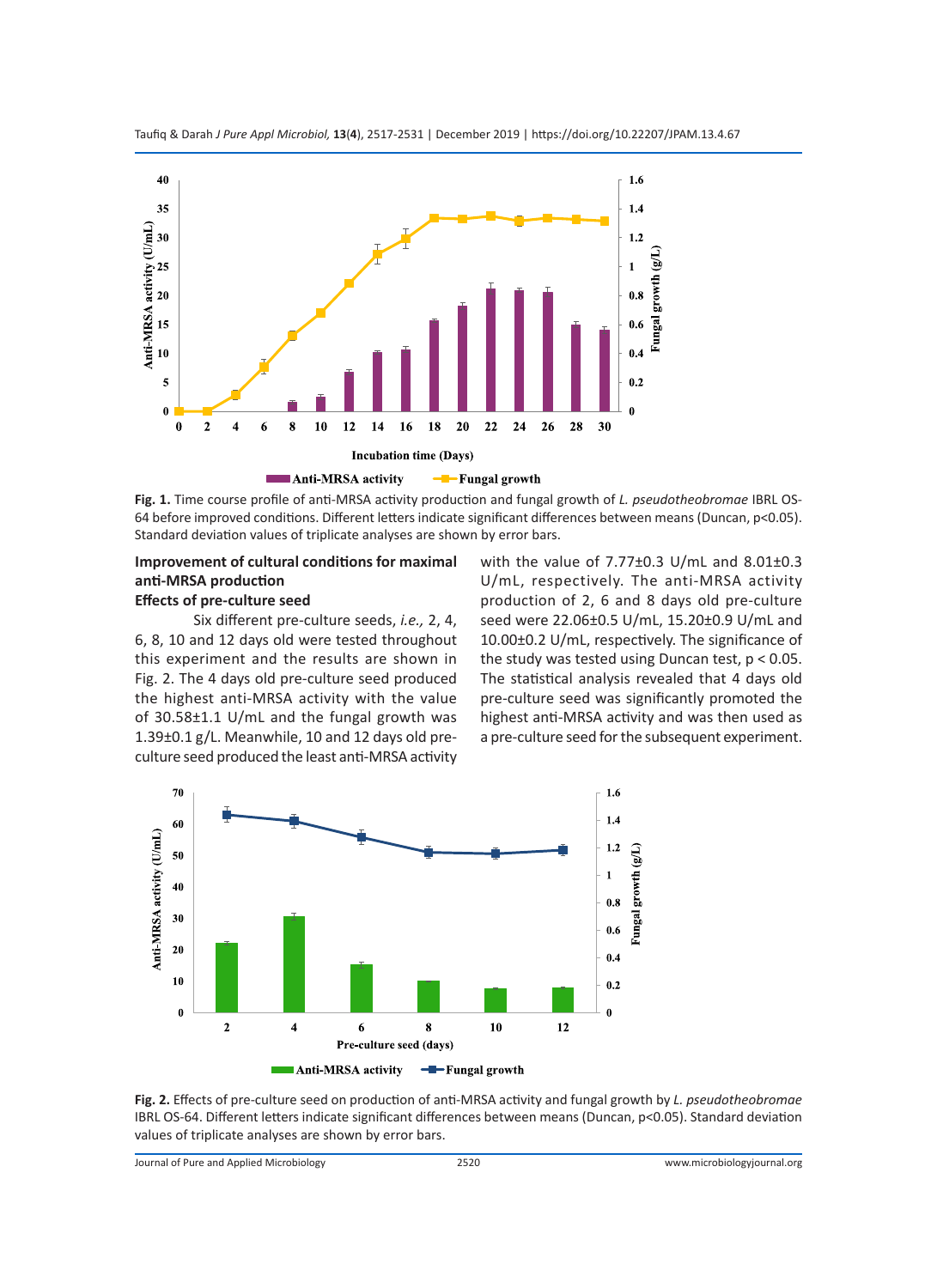Fig. 1. Time course profile of anti-MRSA activity production and fungal growth of *L. pseudotheobromae* IBRL OS-64 before improved conditions. Different letters indicate significant differences between means (Duncan, p<0.05). Standard deviation values of triplicate analyses are shown by error bars.

### Improvement of cultural conditions for maximal anti-MRSA production

#### Effects of pre-culture seed

Six different pre-culture seeds, *i.e.,* 2, 4, 6, 8, 10 and 12 days old were tested throughout this experiment and the results are shown in Fig. 2. The 4 days old pre-culture seed produced the highest anti-MRSA activity with the value of 30.58±1.1 U/mL and the fungal growth was 1.39±0.1 g/L. Meanwhile, 10 and 12 days old pre-culture seed produced the least anti-MRSA activity with the value of 7.77±0.3 U/mL and 8.01±0.3 U/mL, respectively. The anti-MRSA activity production of 2, 6 and 8 days old pre-culture seed were 22.06±0.5 U/mL, 15.20±0.9 U/mL and 10.00±0.2 U/mL, respectively. The significance of the study was tested using Duncan test, $p < 0.05$. The statistical analysis revealed that 4 days old pre-culture seed was significantly promoted the highest anti-MRSA activity and was then used as a pre-culture seed for the subsequent experiment.

Fig. 2. Effects of pre-culture seed on production of anti-MRSA activity and fungal growth by *L. pseudotheobromae* IBRL OS-64. Different letters indicate significant differences between means (Duncan, p<0.05). Standard deviation values of triplicate analyses are shown by error bars.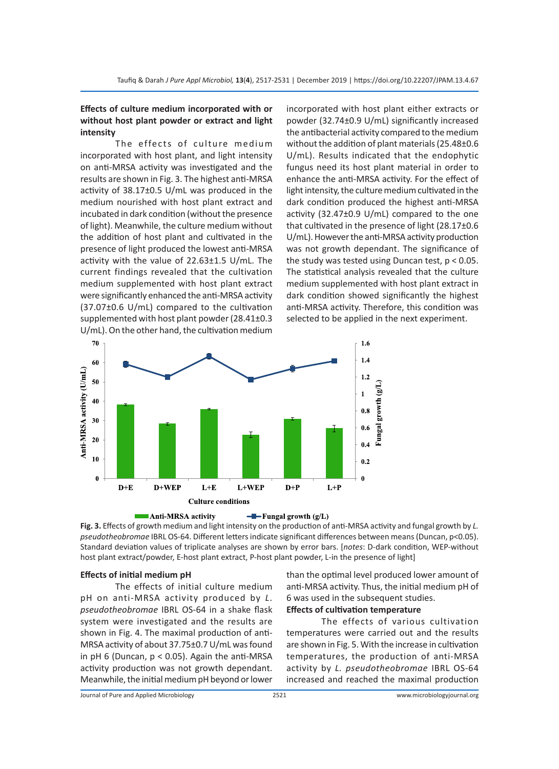**Effects of culture medium incorporated with or without host plant powder or extract and light intensity**

The effects of culture medium incorporated with host plant, and light intensity on anti-MRSA activity was investigated and the results are shown in Fig. 3. The highest anti-MRSA activity of 38.17±0.5 U/mL was produced in the medium nourished with host plant extract and incubated in dark condition (without the presence of light). Meanwhile, the culture medium without the addition of host plant and cultivated in the presence of light produced the lowest anti-MRSA activity with the value of 22.63±1.5 U/mL. The current findings revealed that the cultivation medium supplemented with host plant extract were significantly enhanced the anti-MRSA activity (37.07±0.6 U/mL) compared to the cultivation supplemented with host plant powder (28.41±0.3 U/mL). On the other hand, the cultivation medium incorporated with host plant either extracts or powder (32.74±0.9 U/mL) significantly increased the antibacterial activity compared to the medium without the addition of plant materials (25.48±0.6 U/mL). Results indicated that the endophytic fungus need its host plant material in order to enhance the anti-MRSA activity. For the effect of light intensity, the culture medium cultivated in the dark condition produced the highest anti-MRSA activity (32.47±0.9 U/mL) compared to the one that cultivated in the presence of light (28.17±0.6 U/mL). However the anti-MRSA activity production was not growth dependant. The significance of the study was tested using Duncan test, $p < 0.05$. The statistical analysis revealed that the culture medium supplemented with host plant extract in dark condition showed significantly the highest anti-MRSA activity. Therefore, this condition was selected to be applied in the next experiment.

**Fig. 3.** Effects of growth medium and light intensity on the production of anti-MRSA activity and fungal growth by *L. pseudotheobromae* IBRL OS-64. Different letters indicate significant differences between means (Duncan, p<0.05). Standard deviation values of triplicate analyses are shown by error bars. [*notes*: D-dark condition, WEP-without host plant extract/powder, E-host plant extract, P-host plant powder, L-in the presence of light]

**Effects of initial medium pH**

The effects of initial culture medium pH on anti-MRSA activity produced by *L. pseudotheobromae* IBRL OS-64 in a shake flask system were investigated and the results are shown in Fig. 4. The maximal production of anti-MRSA activity of about 37.75±0.7 U/mL was found in pH 6 (Duncan, $p < 0.05$). Again the anti-MRSA activity production was not growth dependant. Meanwhile, the initial medium pH beyond or lower than the optimal level produced lower amount of anti-MRSA activity. Thus, the initial medium pH of 6 was used in the subsequent studies.

**Effects of cultivation temperature**

The effects of various cultivation temperatures were carried out and the results are shown in Fig. 5. With the increase in cultivation temperatures, the production of anti-MRSA activity by *L. pseudotheobromae* IBRL OS-64 increased and reached the maximal production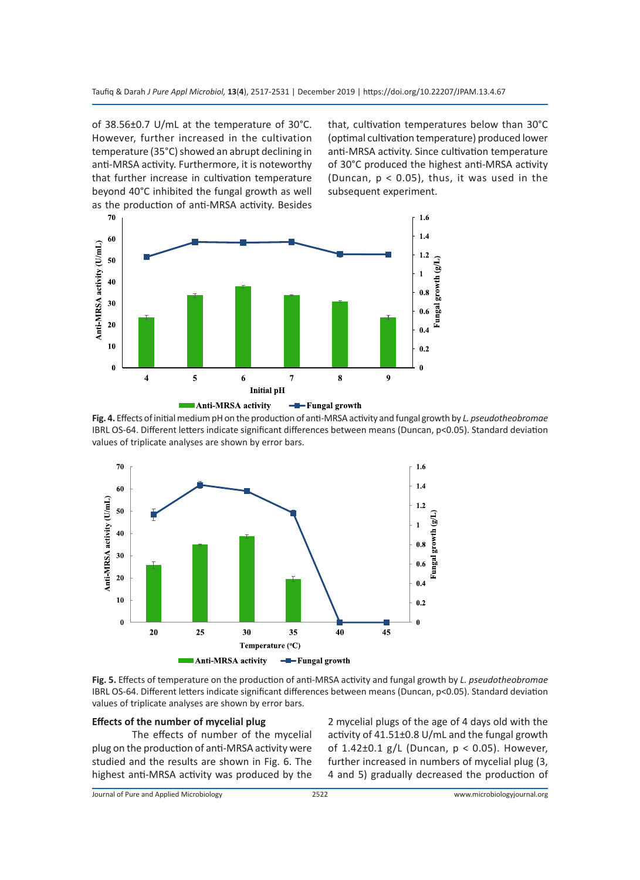of 38.56±0.7 U/mL at the temperature of 30°C. However, further increased in the cultivation temperature (35°C) showed an abrupt declining in anti-MRSA activity. Furthermore, it is noteworthy that further increase in cultivation temperature beyond 40°C inhibited the fungal growth as well as the production of anti-MRSA activity. Besides that, cultivation temperatures below than 30°C (optimal cultivation temperature) produced lower anti-MRSA activity. Since cultivation temperature of 30°C produced the highest anti-MRSA activity (Duncan, $p < 0.05$), thus, it was used in the subsequent experiment.

**Fig. 4.** Effects of initial medium pH on the production of anti-MRSA activity and fungal growth by *L. pseudotheobromae* IBRL OS-64. Different letters indicate significant differences between means (Duncan, $p<0.05$). Standard deviation values of triplicate analyses are shown by error bars.

**Fig. 5.** Effects of temperature on the production of anti-MRSA activity and fungal growth by *L. pseudotheobromae* IBRL OS-64. Different letters indicate significant differences between means (Duncan, $p<0.05$). Standard deviation values of triplicate analyses are shown by error bars.

### Effects of the number of mycelial plug

The effects of number of the mycelial plug on the production of anti-MRSA activity were studied and the results are shown in Fig. 6. The highest anti-MRSA activity was produced by the 2 mycelial plugs of the age of 4 days old with the activity of 41.51±0.8 U/mL and the fungal growth of 1.42±0.1 g/L (Duncan, $p < 0.05$). However, further increased in numbers of mycelial plug (3, 4 and 5) gradually decreased the production of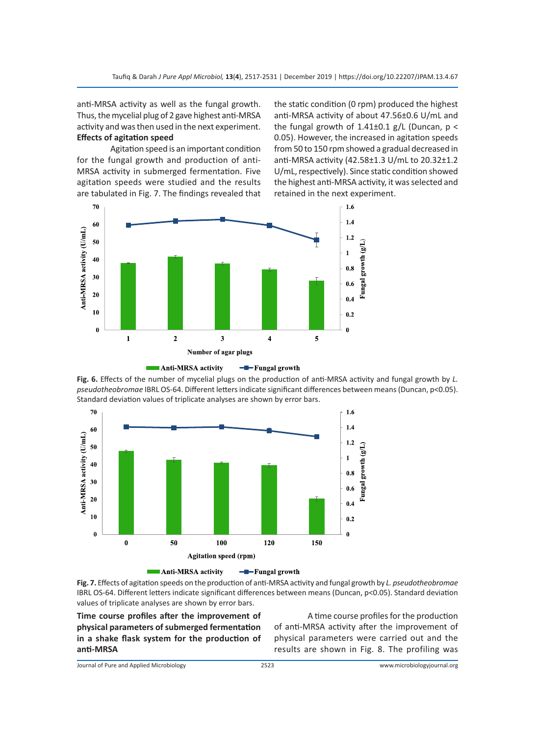anti-MRSA activity as well as the fungal growth. Thus, the mycelial plug of 2 gave highest anti-MRSA activity and was then used in the next experiment.

**Effects of agitation speed**

Agitation speed is an important condition for the fungal growth and production of anti-MRSA activity in submerged fermentation. Five agitation speeds were studied and the results are tabulated in Fig. 7. The findings revealed that the static condition (0 rpm) produced the highest anti-MRSA activity of about 47.56±0.6 U/mL and the fungal growth of 1.41±0.1 g/L (Duncan, $p < 0.05$). However, the increased in agitation speeds from 50 to 150 rpm showed a gradual decreased in anti-MRSA activity (42.58±1.3 U/mL to 20.32±1.2 U/mL, respectively). Since static condition showed the highest anti-MRSA activity, it was selected and retained in the next experiment.

**Fig. 6.** Effects of the number of mycelial plugs on the production of anti-MRSA activity and fungal growth by *L. pseudotheobromae* IBRL OS-64. Different letters indicate significant differences between means (Duncan, p<0.05). Standard deviation values of triplicate analyses are shown by error bars.

**Fig. 7.** Effects of agitation speeds on the production of anti-MRSA activity and fungal growth by *L. pseudotheobromae* IBRL OS-64. Different letters indicate significant differences between means (Duncan, p<0.05). Standard deviation values of triplicate analyses are shown by error bars.

**Time course profiles after the improvement of physical parameters of submerged fermentation in a shake flask system for the production of anti-MRSA**

A time course profiles for the production of anti-MRSA activity after the improvement of physical parameters were carried out and the results are shown in Fig. 8. The profiling was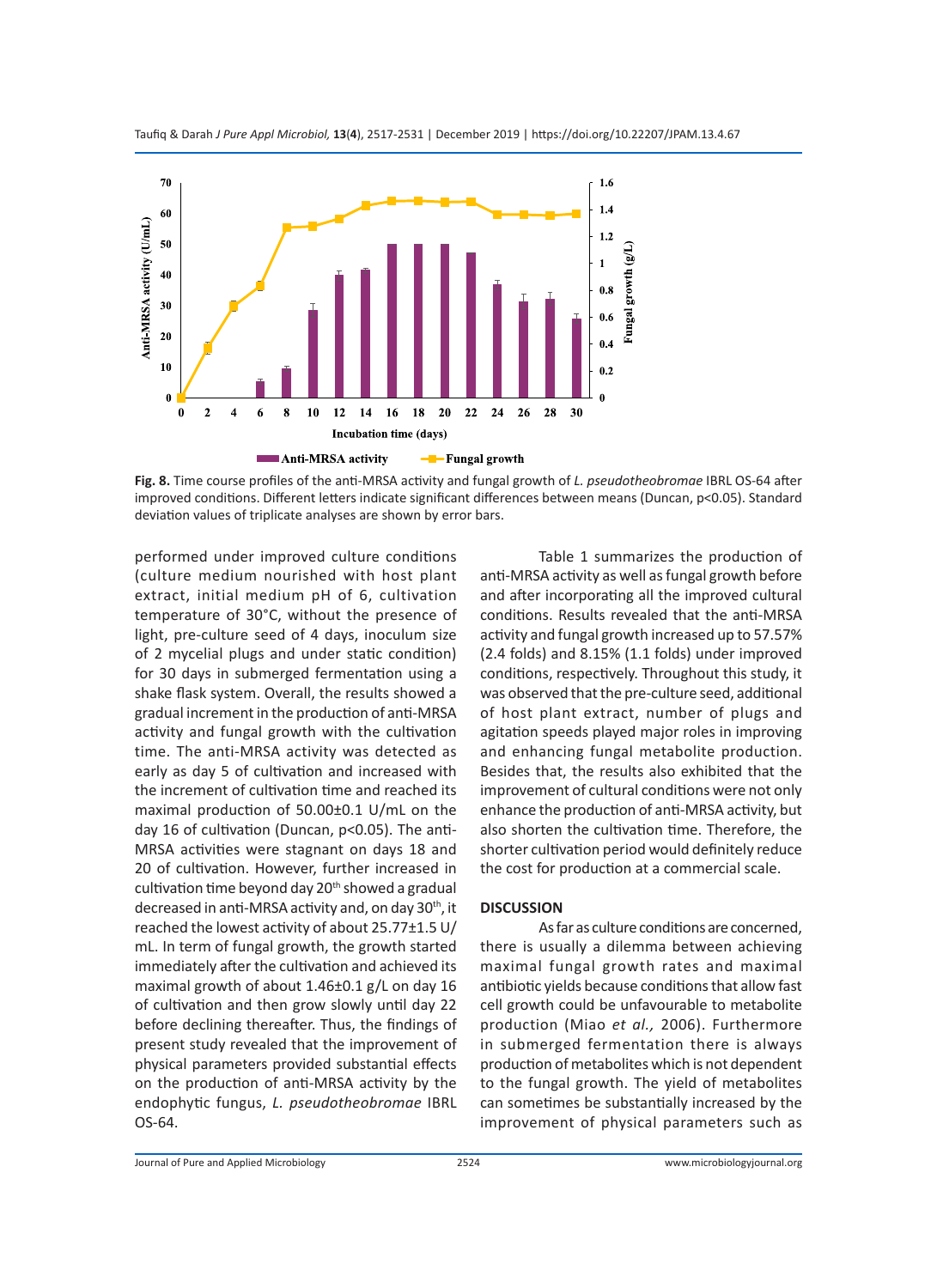**Fig. 8.** Time course profiles of the anti-MRSA activity and fungal growth of *L. pseudotheobromae* IBRL OS-64 after improved conditions. Different letters indicate significant differences between means (Duncan, p<0.05). Standard deviation values of triplicate analyses are shown by error bars.

performed under improved culture conditions (culture medium nourished with host plant extract, initial medium pH of 6, cultivation temperature of 30°C, without the presence of light, pre-culture seed of 4 days, inoculum size of 2 mycelial plugs and under static condition) for 30 days in submerged fermentation using a shake flask system. Overall, the results showed a gradual increment in the production of anti-MRSA activity and fungal growth with the cultivation time. The anti-MRSA activity was detected as early as day 5 of cultivation and increased with the increment of cultivation time and reached its maximal production of 50.00±0.1 U/mL on the day 16 of cultivation (Duncan, p<0.05). The anti-MRSA activities were stagnant on days 18 and 20 of cultivation. However, further increased in cultivation time beyond day 20th showed a gradual decreased in anti-MRSA activity and, on day 30th, it reached the lowest activity of about 25.77±1.5 U/mL. In term of fungal growth, the growth started immediately after the cultivation and achieved its maximal growth of about 1.46±0.1 g/L on day 16 of cultivation and then grow slowly until day 22 before declining thereafter. Thus, the findings of present study revealed that the improvement of physical parameters provided substantial effects on the production of anti-MRSA activity by the endophytic fungus, *L. pseudotheobromae* IBRL OS-64.

Table 1 summarizes the production of anti-MRSA activity as well as fungal growth before and after incorporating all the improved cultural conditions. Results revealed that the anti-MRSA activity and fungal growth increased up to 57.57% (2.4 folds) and 8.15% (1.1 folds) under improved conditions, respectively. Throughout this study, it was observed that the pre-culture seed, additional of host plant extract, number of plugs and agitation speeds played major roles in improving and enhancing fungal metabolite production. Besides that, the results also exhibited that the improvement of cultural conditions were not only enhance the production of anti-MRSA activity, but also shorten the cultivation time. Therefore, the shorter cultivation period would definitely reduce the cost for production at a commercial scale.

## DISCUSSION

As far as culture conditions are concerned, there is usually a dilemma between achieving maximal fungal growth rates and maximal antibiotic yields because conditions that allow fast cell growth could be unfavourable to metabolite production (Miao *et al.,* 2006). Furthermore in submerged fermentation there is always production of metabolites which is not dependent to the fungal growth. The yield of metabolites can sometimes be substantially increased by the improvement of physical parameters such as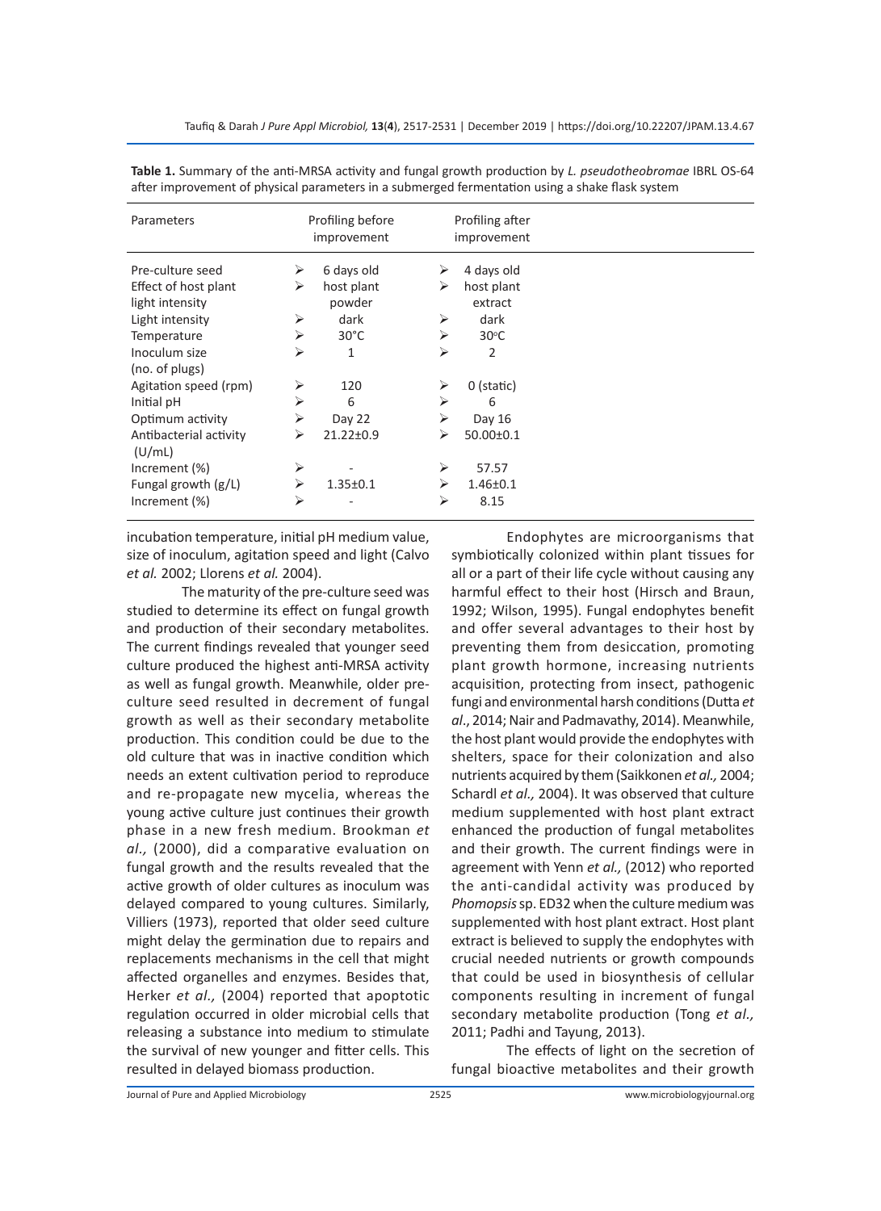**Table 1.** Summary of the anti-MRSA activity and fungal growth production by *L. pseudotheobromae* IBRL OS-64 after improvement of physical parameters in a submerged fermentation using a shake flask system

| Parameters | Profiling before improvement | Profiling after improvement |
|---|---|---|
| Pre-culture seed | ➢ 6 days old | ➢ 4 days old |
| Effect of host plant light intensity | ➢ host plant powder | ➢ host plant extract |
| Light intensity | ➢ dark | ➢ dark |
| Temperature | ➢ 30°C | ➢ 30°C |
| Inoculum size (no. of plugs) | ➢ 1 | ➢ 2 |
| Agitation speed (rpm) | ➢ 120 | ➢ 0 (static) |
| Initial pH | ➢ 6 | ➢ 6 |
| Optimum activity | ➢ Day 22 | ➢ Day 16 |
| Antibacterial activity (U/mL) | ➢ 21.22±0.9 | ➢ 50.00±0.1 |
| Increment (%) | ➢ - | ➢ 57.57 |
| Fungal growth (g/L) | ➢ 1.35±0.1 | ➢ 1.46±0.1 |
| Increment (%) | ➢ - | ➢ 8.15 |

incubation temperature, initial pH medium value, size of inoculum, agitation speed and light (Calvo *et al.* 2002; Llorens *et al.* 2004).

The maturity of the pre-culture seed was studied to determine its effect on fungal growth and production of their secondary metabolites. The current findings revealed that younger seed culture produced the highest anti-MRSA activity as well as fungal growth. Meanwhile, older pre-culture seed resulted in decrement of fungal growth as well as their secondary metabolite production. This condition could be due to the old culture that was in inactive condition which needs an extent cultivation period to reproduce and re-propagate new mycelia, whereas the young active culture just continues their growth phase in a new fresh medium. Brookman *et al.,* (2000), did a comparative evaluation on fungal growth and the results revealed that the active growth of older cultures as inoculum was delayed compared to young cultures. Similarly, Villiers (1973), reported that older seed culture might delay the germination due to repairs and replacements mechanisms in the cell that might affected organelles and enzymes. Besides that, Herker *et al.,* (2004) reported that apoptotic regulation occurred in older microbial cells that releasing a substance into medium to stimulate the survival of new younger and fitter cells. This resulted in delayed biomass production.

Endophytes are microorganisms that symbiotically colonized within plant tissues for all or a part of their life cycle without causing any harmful effect to their host (Hirsch and Braun, 1992; Wilson, 1995). Fungal endophytes benefit and offer several advantages to their host by preventing them from desiccation, promoting plant growth hormone, increasing nutrients acquisition, protecting from insect, pathogenic fungi and environmental harsh conditions (Dutta *et al*., 2014; Nair and Padmavathy, 2014). Meanwhile, the host plant would provide the endophytes with shelters, space for their colonization and also nutrients acquired by them (Saikkonen *et al.,* 2004; Schardl *et al.,* 2004). It was observed that culture medium supplemented with host plant extract enhanced the production of fungal metabolites and their growth. The current findings were in agreement with Yenn *et al.,* (2012) who reported the anti-candidal activity was produced by *Phomopsis* sp. ED32 when the culture medium was supplemented with host plant extract. Host plant extract is believed to supply the endophytes with crucial needed nutrients or growth compounds that could be used in biosynthesis of cellular components resulting in increment of fungal secondary metabolite production (Tong *et al.,* 2011; Padhi and Tayung, 2013).

The effects of light on the secretion of fungal bioactive metabolites and their growth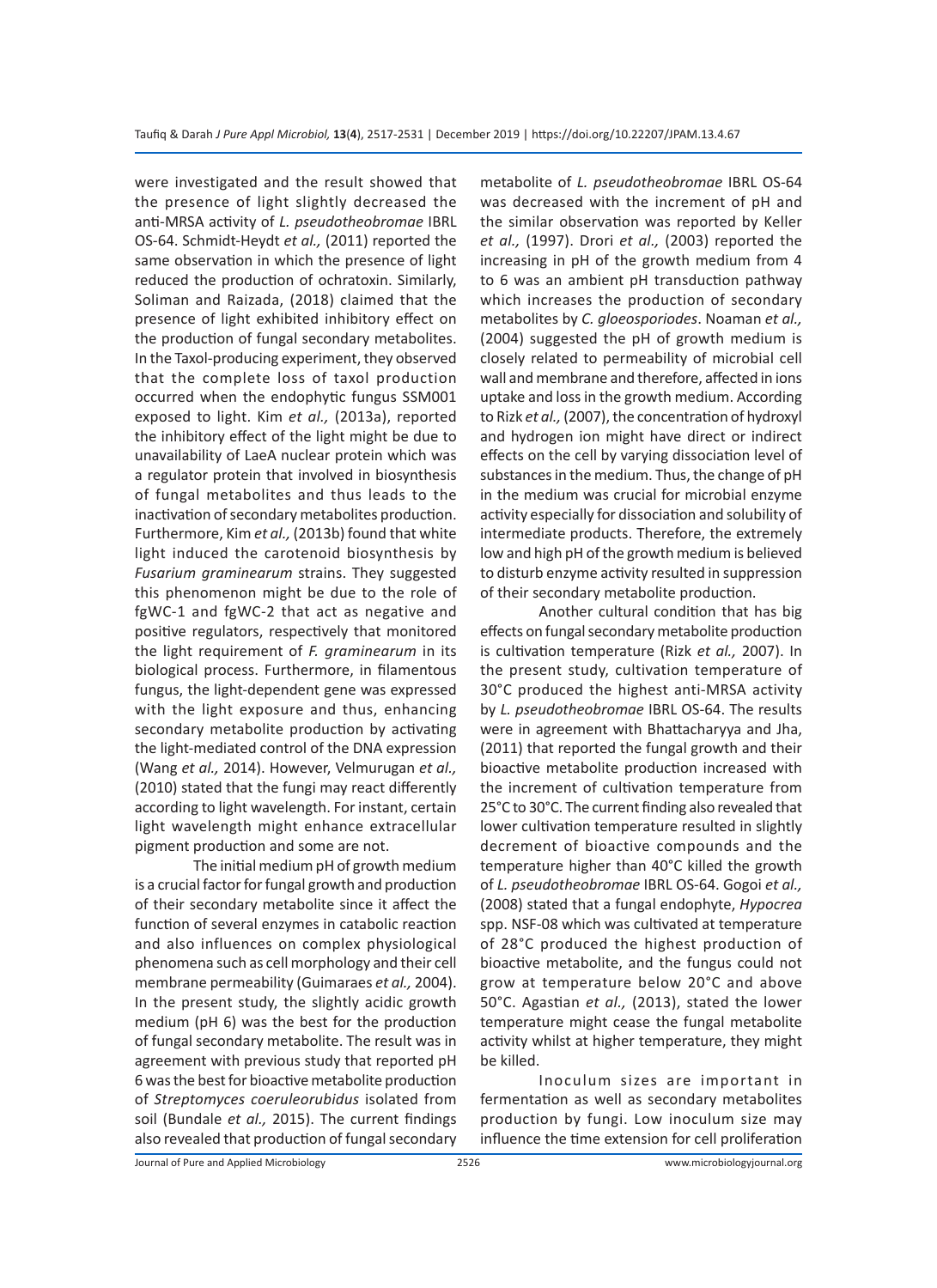were investigated and the result showed that the presence of light slightly decreased the anti-MRSA activity of *L. pseudotheobromae* IBRL OS-64. Schmidt-Heydt *et al.,* (2011) reported the same observation in which the presence of light reduced the production of ochratoxin. Similarly, Soliman and Raizada, (2018) claimed that the presence of light exhibited inhibitory effect on the production of fungal secondary metabolites. In the Taxol-producing experiment, they observed that the complete loss of taxol production occurred when the endophytic fungus SSM001 exposed to light. Kim *et al.,* (2013a), reported the inhibitory effect of the light might be due to unavailability of LaeA nuclear protein which was a regulator protein that involved in biosynthesis of fungal metabolites and thus leads to the inactivation of secondary metabolites production. Furthermore, Kim *et al.,* (2013b) found that white light induced the carotenoid biosynthesis by *Fusarium graminearum* strains. They suggested this phenomenon might be due to the role of fgWC-1 and fgWC-2 that act as negative and positive regulators, respectively that monitored the light requirement of *F. graminearum* in its biological process. Furthermore, in filamentous fungus, the light-dependent gene was expressed with the light exposure and thus, enhancing secondary metabolite production by activating the light-mediated control of the DNA expression (Wang *et al.,* 2014). However, Velmurugan *et al.,* (2010) stated that the fungi may react differently according to light wavelength. For instant, certain light wavelength might enhance extracellular pigment production and some are not.

The initial medium pH of growth medium is a crucial factor for fungal growth and production of their secondary metabolite since it affect the function of several enzymes in catabolic reaction and also influences on complex physiological phenomena such as cell morphology and their cell membrane permeability (Guimaraes *et al.,* 2004). In the present study, the slightly acidic growth medium (pH 6) was the best for the production of fungal secondary metabolite. The result was in agreement with previous study that reported pH 6 was the best for bioactive metabolite production of *Streptomyces coeruleorubidus* isolated from soil (Bundale *et al.,* 2015). The current findings also revealed that production of fungal secondary metabolite of *L. pseudotheobromae* IBRL OS-64 was decreased with the increment of pH and the similar observation was reported by Keller *et al.,* (1997). Drori *et al.,* (2003) reported the increasing in pH of the growth medium from 4 to 6 was an ambient pH transduction pathway which increases the production of secondary metabolites by *C. gloeosporiodes*. Noaman *et al.,* (2004) suggested the pH of growth medium is closely related to permeability of microbial cell wall and membrane and therefore, affected in ions uptake and loss in the growth medium. According to Rizk *et al.,* (2007), the concentration of hydroxyl and hydrogen ion might have direct or indirect effects on the cell by varying dissociation level of substances in the medium. Thus, the change of pH in the medium was crucial for microbial enzyme activity especially for dissociation and solubility of intermediate products. Therefore, the extremely low and high pH of the growth medium is believed to disturb enzyme activity resulted in suppression of their secondary metabolite production.

Another cultural condition that has big effects on fungal secondary metabolite production is cultivation temperature (Rizk *et al.,* 2007). In the present study, cultivation temperature of 30°C produced the highest anti-MRSA activity by *L. pseudotheobromae* IBRL OS-64. The results were in agreement with Bhattacharyya and Jha, (2011) that reported the fungal growth and their bioactive metabolite production increased with the increment of cultivation temperature from 25°C to 30°C. The current finding also revealed that lower cultivation temperature resulted in slightly decrement of bioactive compounds and the temperature higher than 40°C killed the growth of *L. pseudotheobromae* IBRL OS-64. Gogoi *et al.,* (2008) stated that a fungal endophyte, *Hypocrea* spp. NSF-08 which was cultivated at temperature of 28°C produced the highest production of bioactive metabolite, and the fungus could not grow at temperature below 20°C and above 50°C. Agastian *et al.,* (2013), stated the lower temperature might cease the fungal metabolite activity whilst at higher temperature, they might be killed.

Inoculum sizes are important in fermentation as well as secondary metabolites production by fungi. Low inoculum size may influence the time extension for cell proliferation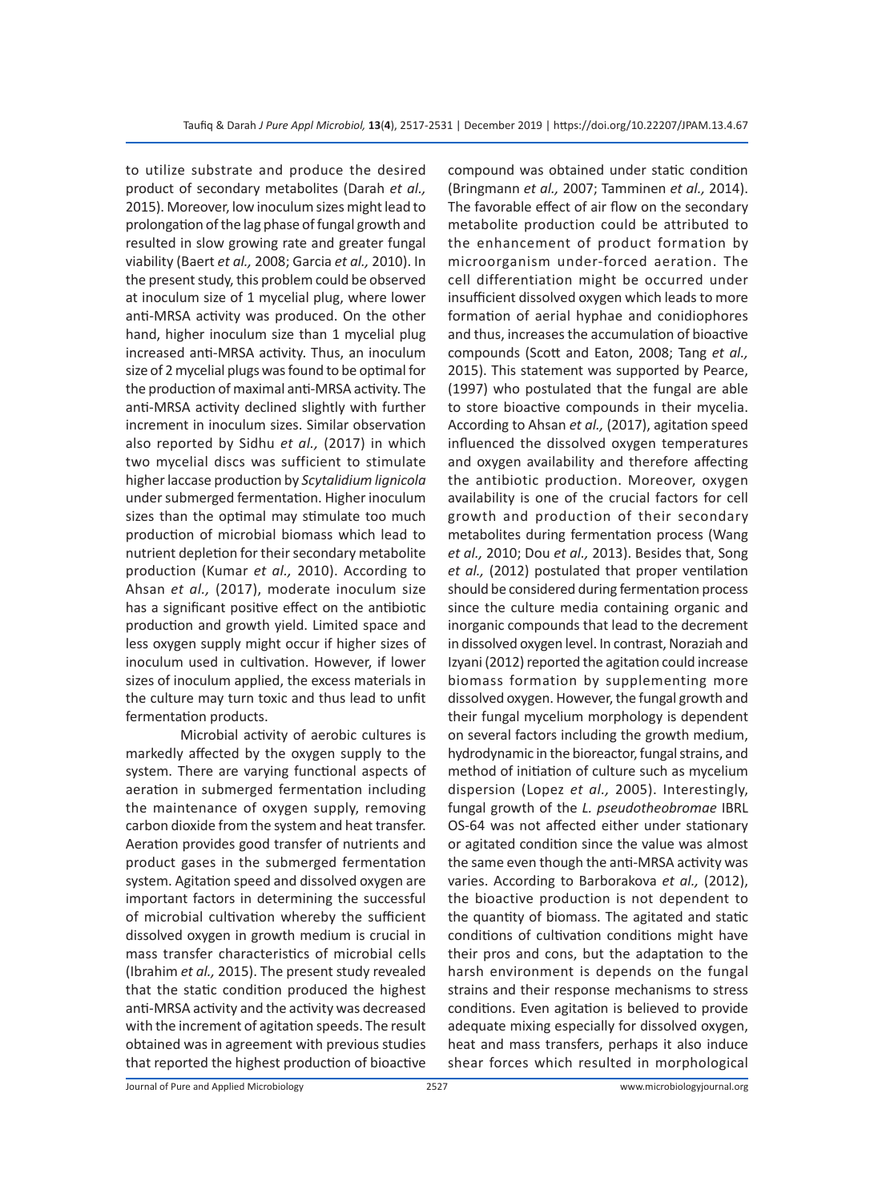to utilize substrate and produce the desired product of secondary metabolites (Darah *et al.,* 2015). Moreover, low inoculum sizes might lead to prolongation of the lag phase of fungal growth and resulted in slow growing rate and greater fungal viability (Baert *et al.,* 2008; Garcia *et al.,* 2010). In the present study, this problem could be observed at inoculum size of 1 mycelial plug, where lower anti-MRSA activity was produced. On the other hand, higher inoculum size than 1 mycelial plug increased anti-MRSA activity. Thus, an inoculum size of 2 mycelial plugs was found to be optimal for the production of maximal anti-MRSA activity. The anti-MRSA activity declined slightly with further increment in inoculum sizes. Similar observation also reported by Sidhu *et al.,* (2017) in which two mycelial discs was sufficient to stimulate higher laccase production by *Scytalidium lignicola* under submerged fermentation. Higher inoculum sizes than the optimal may stimulate too much production of microbial biomass which lead to nutrient depletion for their secondary metabolite production (Kumar *et al.,* 2010). According to Ahsan *et al.,* (2017), moderate inoculum size has a significant positive effect on the antibiotic production and growth yield. Limited space and less oxygen supply might occur if higher sizes of inoculum used in cultivation. However, if lower sizes of inoculum applied, the excess materials in the culture may turn toxic and thus lead to unfit fermentation products.

Microbial activity of aerobic cultures is markedly affected by the oxygen supply to the system. There are varying functional aspects of aeration in submerged fermentation including the maintenance of oxygen supply, removing carbon dioxide from the system and heat transfer. Aeration provides good transfer of nutrients and product gases in the submerged fermentation system. Agitation speed and dissolved oxygen are important factors in determining the successful of microbial cultivation whereby the sufficient dissolved oxygen in growth medium is crucial in mass transfer characteristics of microbial cells (Ibrahim *et al.,* 2015). The present study revealed that the static condition produced the highest anti-MRSA activity and the activity was decreased with the increment of agitation speeds. The result obtained was in agreement with previous studies that reported the highest production of bioactive compound was obtained under static condition (Bringmann *et al.,* 2007; Tamminen *et al.,* 2014). The favorable effect of air flow on the secondary metabolite production could be attributed to the enhancement of product formation by microorganism under-forced aeration. The cell differentiation might be occurred under insufficient dissolved oxygen which leads to more formation of aerial hyphae and conidiophores and thus, increases the accumulation of bioactive compounds (Scott and Eaton, 2008; Tang *et al.,* 2015). This statement was supported by Pearce, (1997) who postulated that the fungal are able to store bioactive compounds in their mycelia. According to Ahsan *et al.,* (2017), agitation speed influenced the dissolved oxygen temperatures and oxygen availability and therefore affecting the antibiotic production. Moreover, oxygen availability is one of the crucial factors for cell growth and production of their secondary metabolites during fermentation process (Wang *et al.,* 2010; Dou *et al.,* 2013). Besides that, Song *et al.,* (2012) postulated that proper ventilation should be considered during fermentation process since the culture media containing organic and inorganic compounds that lead to the decrement in dissolved oxygen level. In contrast, Noraziah and Izyani (2012) reported the agitation could increase biomass formation by supplementing more dissolved oxygen. However, the fungal growth and their fungal mycelium morphology is dependent on several factors including the growth medium, hydrodynamic in the bioreactor, fungal strains, and method of initiation of culture such as mycelium dispersion (Lopez *et al.,* 2005). Interestingly, fungal growth of the *L. pseudotheobromae* IBRL OS-64 was not affected either under stationary or agitated condition since the value was almost the same even though the anti-MRSA activity was varies. According to Barborakova *et al.,* (2012), the bioactive production is not dependent to the quantity of biomass. The agitated and static conditions of cultivation conditions might have their pros and cons, but the adaptation to the harsh environment is depends on the fungal strains and their response mechanisms to stress conditions. Even agitation is believed to provide adequate mixing especially for dissolved oxygen, heat and mass transfers, perhaps it also induce shear forces which resulted in morphological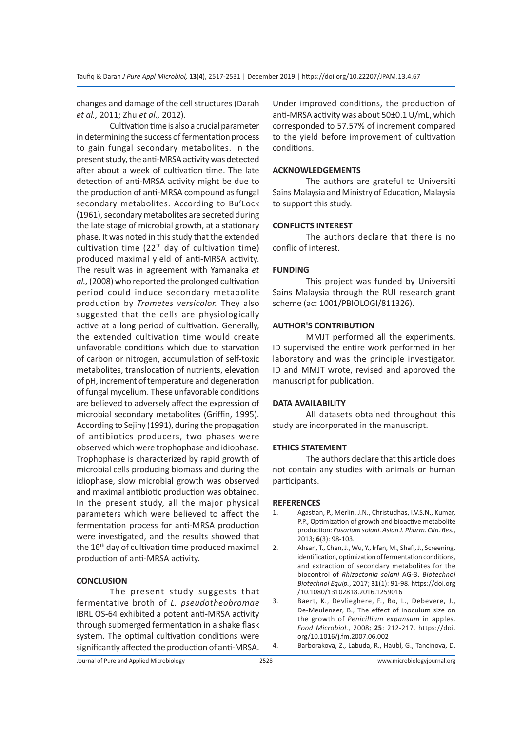changes and damage of the cell structures (Darah *et al.,* 2011; Zhu *et al.,* 2012).

Cultivation time is also a crucial parameter in determining the success of fermentation process to gain fungal secondary metabolites. In the present study, the anti-MRSA activity was detected after about a week of cultivation time. The late detection of anti-MRSA activity might be due to the production of anti-MRSA compound as fungal secondary metabolites. According to Bu'Lock (1961), secondary metabolites are secreted during the late stage of microbial growth, at a stationary phase. It was noted in this study that the extended cultivation time ($22^{th}$ day of cultivation time) produced maximal yield of anti-MRSA activity. The result was in agreement with Yamanaka *et al.,* (2008) who reported the prolonged cultivation period could induce secondary metabolite production by *Trametes versicolor.* They also suggested that the cells are physiologically active at a long period of cultivation. Generally, the extended cultivation time would create unfavorable conditions which due to starvation of carbon or nitrogen, accumulation of self-toxic metabolites, translocation of nutrients, elevation of pH, increment of temperature and degeneration of fungal mycelium. These unfavorable conditions are believed to adversely affect the expression of microbial secondary metabolites (Griffin, 1995). According to Sejiny (1991), during the propagation of antibiotics producers, two phases were observed which were trophophase and idiophase. Trophophase is characterized by rapid growth of microbial cells producing biomass and during the idiophase, slow microbial growth was observed and maximal antibiotic production was obtained. In the present study, all the major physical parameters which were believed to affect the fermentation process for anti-MRSA production were investigated, and the results showed that the $16^{th}$ day of cultivation time produced maximal production of anti-MRSA activity.

## CONCLUSION

The present study suggests that fermentative broth of *L. pseudotheobromae* IBRL OS-64 exhibited a potent anti-MRSA activity through submerged fermentation in a shake flask system. The optimal cultivation conditions were significantly affected the production of anti-MRSA. Under improved conditions, the production of anti-MRSA activity was about 50±0.1 U/mL, which corresponded to 57.57% of increment compared to the yield before improvement of cultivation conditions.

## ACKNOWLEDGEMENTS

The authors are grateful to Universiti Sains Malaysia and Ministry of Education, Malaysia to support this study.

## CONFLICTS INTEREST

The authors declare that there is no conflic of interest.

## FUNDING

This project was funded by Universiti Sains Malaysia through the RUI research grant scheme (ac: 1001/PBIOLOGI/811326).

## AUTHOR'S CONTRIBUTION

MMJT performed all the experiments. ID supervised the entire work performed in her laboratory and was the principle investigator. ID and MMJT wrote, revised and approved the manuscript for publication.

## DATA AVAILABILITY

All datasets obtained throughout this study are incorporated in the manuscript.

## ETHICS STATEMENT

The authors declare that this article does not contain any studies with animals or human participants.

## REFERENCES

1. Agastian, P., Merlin, J.N., Christudhas, I.V.S.N., Kumar, P.P., Optimization of growth and bioactive metabolite production: *Fusarium solani*. *Asian J. Pharm. Clin. Res.*, 2013; **6**(3): 98-103.
2. Ahsan, T., Chen, J., Wu, Y., Irfan, M., Shafi, J., Screening, identification, optimization of fermentation conditions, and extraction of secondary metabolites for the biocontrol of *Rhizoctonia solani* AG-3. *Biotechnol Biotechnol Equip.*, 2017; **31**(1): 91-98. https://doi.org/10.1080/13102818.2016.1259016
3. Baert, K., Devlieghere, F., Bo, L., Debevere, J., De-Meulenaer, B., The effect of inoculum size on the growth of *Penicillium expansum* in apples. *Food Microbiol.*, 2008; **25**: 212-217. https://doi.org/10.1016/j.fm.2007.06.002
4. Barborakova, Z., Labuda, R., Haubl, G., Tancinova, D.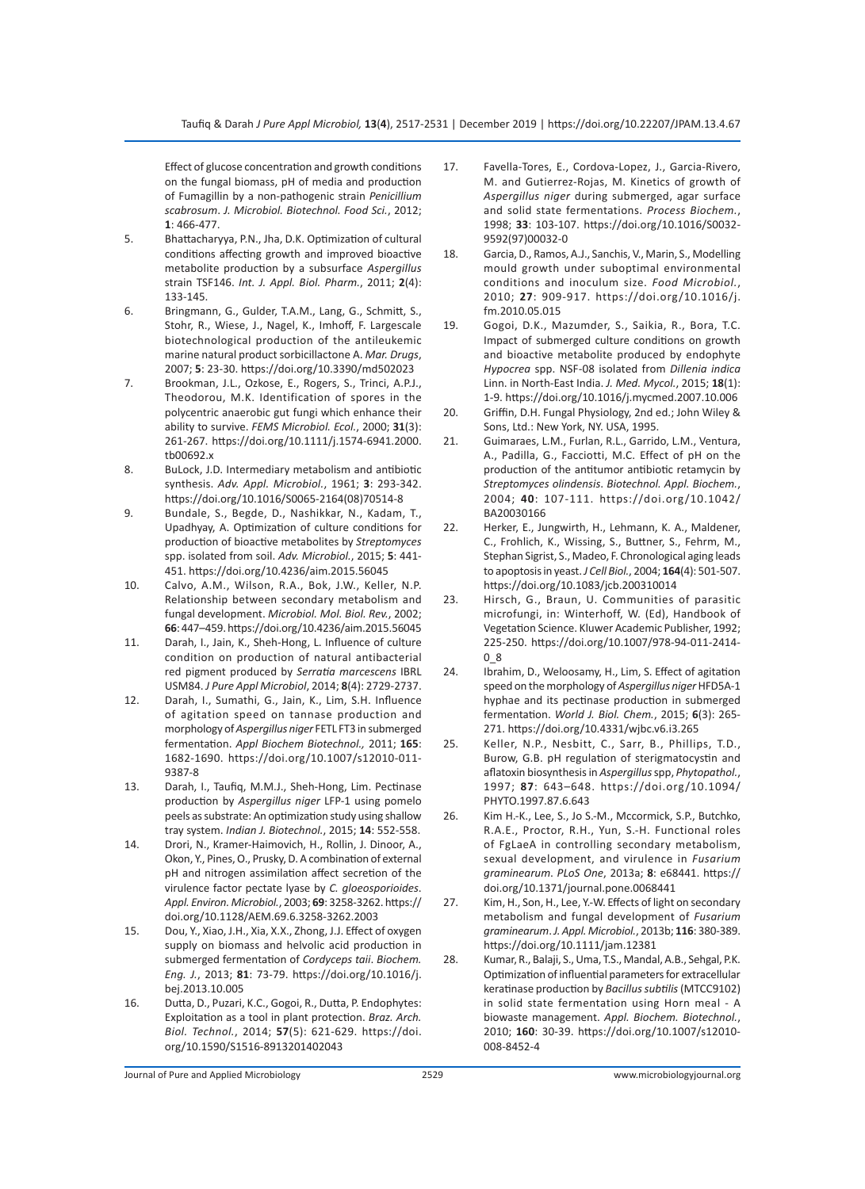Effect of glucose concentration and growth conditions on the fungal biomass, pH of media and production of Fumagillin by a non-pathogenic strain *Penicillium scabrosum*. *J. Microbiol. Biotechnol. Food Sci.*, 2012; **1**: 466-477.

5. Bhattacharyya, P.N., Jha, D.K. Optimization of cultural conditions affecting growth and improved bioactive metabolite production by a subsurface *Aspergillus* strain TSF146. *Int. J. Appl. Biol. Pharm.*, 2011; **2**(4): 133-145.
6. Bringmann, G., Gulder, T.A.M., Lang, G., Schmitt, S., Stohr, R., Wiese, J., Nagel, K., Imhoff, F. Largescale biotechnological production of the antileukemic marine natural product sorbicillactone A. *Mar. Drugs*, 2007; **5**: 23-30. https://doi.org/10.3390/md502023
7. Brookman, J.L., Ozkose, E., Rogers, S., Trinci, A.P.J., Theodorou, M.K. Identification of spores in the polycentric anaerobic gut fungi which enhance their ability to survive. *FEMS Microbiol. Ecol.*, 2000; **31**(3): 261-267. https://doi.org/10.1111/j.1574-6941.2000.tb00692.x
8. BuLock, J.D. Intermediary metabolism and antibiotic synthesis. *Adv. Appl. Microbiol.*, 1961; **3**: 293-342. https://doi.org/10.1016/S0065-2164(08)70514-8
9. Bundale, S., Begde, D., Nashikkar, N., Kadam, T., Upadhyay, A. Optimization of culture conditions for production of bioactive metabolites by *Streptomyces* spp. isolated from soil. *Adv. Microbiol.*, 2015; **5**: 441-451. https://doi.org/10.4236/aim.2015.56045
10. Calvo, A.M., Wilson, R.A., Bok, J.W., Keller, N.P. Relationship between secondary metabolism and fungal development. *Microbiol. Mol. Biol. Rev.*, 2002; **66**: 447–459. https://doi.org/10.4236/aim.2015.56045
11. Darah, I., Jain, K., Sheh-Hong, L. Influence of culture condition on production of natural antibacterial red pigment produced by *Serratia marcescens* IBRL USM84. *J Pure Appl Microbiol*, 2014; **8**(4): 2729-2737.
12. Darah, I., Sumathi, G., Jain, K., Lim, S.H. Influence of agitation speed on tannase production and morphology of *Aspergillus niger* FETL FT3 in submerged fermentation. *Appl Biochem Biotechnol.,* 2011; **165**: 1682-1690. https://doi.org/10.1007/s12010-011-9387-8
13. Darah, I., Taufiq, M.M.J., Sheh-Hong, Lim. Pectinase production by *Aspergillus niger* LFP-1 using pomelo peels as substrate: An optimization study using shallow tray system. *Indian J. Biotechnol.*, 2015; **14**: 552-558.
14. Drori, N., Kramer-Haimovich, H., Rollin, J. Dinoor, A., Okon, Y., Pines, O., Prusky, D. A combination of external pH and nitrogen assimilation affect secretion of the virulence factor pectate lyase by *C. gloeosporioides*. *Appl. Environ. Microbiol.*, 2003; **69**: 3258-3262. https://doi.org/10.1128/AEM.69.6.3258-3262.2003
15. Dou, Y., Xiao, J.H., Xia, X.X., Zhong, J.J. Effect of oxygen supply on biomass and helvolic acid production in submerged fermentation of *Cordyceps taii*. *Biochem. Eng. J.*, 2013; **81**: 73-79. https://doi.org/10.1016/j.bej.2013.10.005
16. Dutta, D., Puzari, K.C., Gogoi, R., Dutta, P. Endophytes: Exploitation as a tool in plant protection. *Braz. Arch. Biol. Technol.*, 2014; **57**(5): 621-629. https://doi.org/10.1590/S1516-8913201402043
17. Favella-Tores, E., Cordova-Lopez, J., Garcia-Rivero, M. and Gutierrez-Rojas, M. Kinetics of growth of *Aspergillus niger* during submerged, agar surface and solid state fermentations. *Process Biochem.*, 1998; **33**: 103-107. https://doi.org/10.1016/S0032-9592(97)00032-0
18. Garcia, D., Ramos, A.J., Sanchis, V., Marin, S., Modelling mould growth under suboptimal environmental conditions and inoculum size. *Food Microbiol.*, 2010; **27**: 909-917. https://doi.org/10.1016/j.fm.2010.05.015
19. Gogoi, D.K., Mazumder, S., Saikia, R., Bora, T.C. Impact of submerged culture conditions on growth and bioactive metabolite produced by endophyte *Hypocrea* spp. NSF-08 isolated from *Dillenia indica* Linn. in North-East India. *J. Med. Mycol.*, 2015; **18**(1): 1-9. https://doi.org/10.1016/j.mycmed.2007.10.006
20. Griffin, D.H. Fungal Physiology, 2nd ed.; John Wiley & Sons, Ltd.: New York, NY. USA, 1995.
21. Guimaraes, L.M., Furlan, R.L., Garrido, L.M., Ventura, A., Padilla, G., Facciotti, M.C. Effect of pH on the production of the antitumor antibiotic retamycin by *Streptomyces olindensis*. *Biotechnol. Appl. Biochem.*, 2004; **40**: 107-111. https://doi.org/10.1042/BA20030166
22. Herker, E., Jungwirth, H., Lehmann, K. A., Maldener, C., Frohlich, K., Wissing, S., Buttner, S., Fehrm, M., Stephan Sigrist, S., Madeo, F. Chronological aging leads to apoptosis in yeast. *J Cell Biol.*, 2004; **164**(4): 501-507. https://doi.org/10.1083/jcb.200310014
23. Hirsch, G., Braun, U. Communities of parasitic microfungi, in: Winterhoff, W. (Ed), Handbook of Vegetation Science. Kluwer Academic Publisher, 1992; 225-250. https://doi.org/10.1007/978-94-011-2414-0_8
24. Ibrahim, D., Weloosamy, H., Lim, S. Effect of agitation speed on the morphology of *Aspergillus niger* HFD5A-1 hyphae and its pectinase production in submerged fermentation. *World J. Biol. Chem.*, 2015; **6**(3): 265-271. https://doi.org/10.4331/wjbc.v6.i3.265
25. Keller, N.P., Nesbitt, C., Sarr, B., Phillips, T.D., Burow, G.B. pH regulation of sterigmatocystin and aflatoxin biosynthesis in *Aspergillus* spp, *Phytopathol.*, 1997; **87**: 643–648. https://doi.org/10.1094/PHYTO.1997.87.6.643
26. Kim H.-K., Lee, S., Jo S.-M., Mccormick, S.P., Butchko, R.A.E., Proctor, R.H., Yun, S.-H. Functional roles of FgLaeA in controlling secondary metabolism, sexual development, and virulence in *Fusarium graminearum*. *PLoS One*, 2013a; **8**: e68441. https://doi.org/10.1371/journal.pone.0068441
27. Kim, H., Son, H., Lee, Y.-W. Effects of light on secondary metabolism and fungal development of *Fusarium graminearum*. *J. Appl. Microbiol.*, 2013b; **116**: 380-389. https://doi.org/10.1111/jam.12381
28. Kumar, R., Balaji, S., Uma, T.S., Mandal, A.B., Sehgal, P.K. Optimization of influential parameters for extracellular keratinase production by *Bacillus subtilis* (MTCC9102) in solid state fermentation using Horn meal - A biowaste management. *Appl. Biochem. Biotechnol.*, 2010; **160**: 30-39. https://doi.org/10.1007/s12010-008-8452-4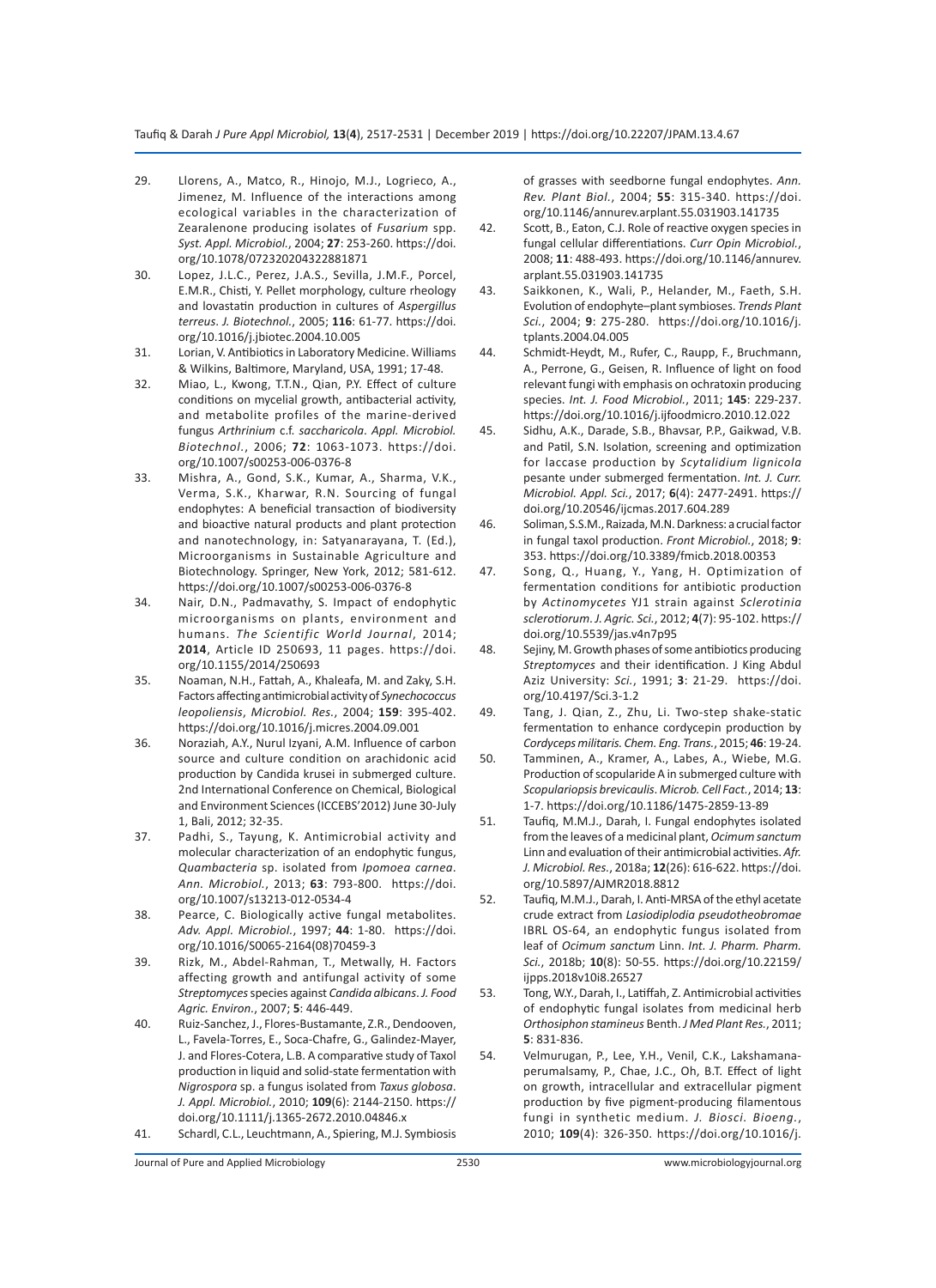29. Llorens, A., Matco, R., Hinojo, M.J., Logrieco, A., Jimenez, M. Influence of the interactions among ecological variables in the characterization of Zearalenone producing isolates of *Fusarium* spp. *Syst. Appl. Microbiol.*, 2004; **27**: 253-260. https://doi.org/10.1078/072320204322881871
30. Lopez, J.L.C., Perez, J.A.S., Sevilla, J.M.F., Porcel, E.M.R., Chisti, Y. Pellet morphology, culture rheology and lovastatin production in cultures of *Aspergillus terreus*. *J. Biotechnol.*, 2005; **116**: 61-77. https://doi.org/10.1016/j.jbiotec.2004.10.005
31. Lorian, V. Antibiotics in Laboratory Medicine. Williams & Wilkins, Baltimore, Maryland, USA, 1991; 17-48.
32. Miao, L., Kwong, T.T.N., Qian, P.Y. Effect of culture conditions on mycelial growth, antibacterial activity, and metabolite profiles of the marine-derived fungus *Arthrinium* c.f. *saccharicola*. *Appl. Microbiol. Biotechnol.*, 2006; **72**: 1063-1073. https://doi.org/10.1007/s00253-006-0376-8
33. Mishra, A., Gond, S.K., Kumar, A., Sharma, V.K., Verma, S.K., Kharwar, R.N. Sourcing of fungal endophytes: A beneficial transaction of biodiversity and bioactive natural products and plant protection and nanotechnology, in: Satyanarayana, T. (Ed.), Microorganisms in Sustainable Agriculture and Biotechnology. Springer, New York, 2012; 581-612. https://doi.org/10.1007/s00253-006-0376-8
34. Nair, D.N., Padmavathy, S. Impact of endophytic microorganisms on plants, environment and humans. *The Scientific World Journal*, 2014; **2014**, Article ID 250693, 11 pages. https://doi.org/10.1155/2014/250693
35. Noaman, N.H., Fattah, A., Khaleafa, M. and Zaky, S.H. Factors affecting antimicrobial activity of *Synechococcus leopoliensis*, *Microbiol. Res.*, 2004; **159**: 395-402. https://doi.org/10.1016/j.micres.2004.09.001
36. Noraziah, A.Y., Nurul Izyani, A.M. Influence of carbon source and culture condition on arachidonic acid production by Candida krusei in submerged culture. 2nd International Conference on Chemical, Biological and Environment Sciences (ICCEBS'2012) June 30-July 1, Bali, 2012; 32-35.
37. Padhi, S., Tayung, K. Antimicrobial activity and molecular characterization of an endophytic fungus, *Quambacteria* sp. isolated from *Ipomoea carnea*. *Ann. Microbiol.*, 2013; **63**: 793-800. https://doi.org/10.1007/s13213-012-0534-4
38. Pearce, C. Biologically active fungal metabolites. *Adv. Appl. Microbiol.*, 1997; **44**: 1-80. https://doi.org/10.1016/S0065-2164(08)70459-3
39. Rizk, M., Abdel-Rahman, T., Metwally, H. Factors affecting growth and antifungal activity of some *Streptomyces* species against *Candida albicans*. *J. Food Agric. Environ.*, 2007; **5**: 446-449.
40. Ruiz-Sanchez, J., Flores-Bustamante, Z.R., Dendooven, L., Favela-Torres, E., Soca-Chafre, G., Galindez-Mayer, J. and Flores-Cotera, L.B. A comparative study of Taxol production in liquid and solid-state fermentation with *Nigrospora* sp. a fungus isolated from *Taxus globosa*. *J. Appl. Microbiol.*, 2010; **109**(6): 2144-2150. https://doi.org/10.1111/j.1365-2672.2010.04846.x
41. Schardl, C.L., Leuchtmann, A., Spiering, M.J. Symbiosis of grasses with seedborne fungal endophytes. *Ann. Rev. Plant Biol.*, 2004; **55**: 315-340. https://doi.org/10.1146/annurev.arplant.55.031903.141735
42. Scott, B., Eaton, C.J. Role of reactive oxygen species in fungal cellular differentiations. *Curr Opin Microbiol.*, 2008; **11**: 488-493. https://doi.org/10.1146/annurev.arplant.55.031903.141735
43. Saikkonen, K., Wali, P., Helander, M., Faeth, S.H. Evolution of endophyte–plant symbioses. *Trends Plant Sci.*, 2004; **9**: 275-280. https://doi.org/10.1016/j.tplants.2004.04.005
44. Schmidt-Heydt, M., Rufer, C., Raupp, F., Bruchmann, A., Perrone, G., Geisen, R. Influence of light on food relevant fungi with emphasis on ochratoxin producing species. *Int. J. Food Microbiol.*, 2011; **145**: 229-237. https://doi.org/10.1016/j.ijfoodmicro.2010.12.022
45. Sidhu, A.K., Darade, S.B., Bhavsar, P.P., Gaikwad, V.B. and Patil, S.N. Isolation, screening and optimization for laccase production by *Scytalidium lignicola* pesante under submerged fermentation. *Int. J. Curr. Microbiol. Appl. Sci.*, 2017; **6**(4): 2477-2491. https://doi.org/10.20546/ijcmas.2017.604.289
46. Soliman, S.S.M., Raizada, M.N. Darkness: a crucial factor in fungal taxol production. *Front Microbiol.*, 2018; **9**: 353. https://doi.org/10.3389/fmicb.2018.00353
47. Song, Q., Huang, Y., Yang, H. Optimization of fermentation conditions for antibiotic production by *Actinomycetes* YJ1 strain against *Sclerotinia sclerotiorum*. *J. Agric. Sci.*, 2012; **4**(7): 95-102. https://doi.org/10.5539/jas.v4n7p95
48. Sejiny, M. Growth phases of some antibiotics producing *Streptomyces* and their identification. J King Abdul Aziz University: *Sci.*, 1991; **3**: 21-29. https://doi.org/10.4197/Sci.3-1.2
49. Tang, J. Qian, Z., Zhu, Li. Two-step shake-static fermentation to enhance cordycepin production by *Cordyceps militaris*. *Chem. Eng. Trans.*, 2015; **46**: 19-24.
50. Tamminen, A., Kramer, A., Labes, A., Wiebe, M.G. Production of scopularide A in submerged culture with *Scopulariopsis brevicaulis*. *Microb. Cell Fact.*, 2014; **13**: 1-7. https://doi.org/10.1186/1475-2859-13-89
51. Taufiq, M.M.J., Darah, I. Fungal endophytes isolated from the leaves of a medicinal plant, *Ocimum sanctum* Linn and evaluation of their antimicrobial activities. *Afr. J. Microbiol. Res.*, 2018a; **12**(26): 616-622. https://doi.org/10.5897/AJMR2018.8812
52. Taufiq, M.M.J., Darah, I. Anti-MRSA of the ethyl acetate crude extract from *Lasiodiplodia pseudotheobromae* IBRL OS-64, an endophytic fungus isolated from leaf of *Ocimum sanctum* Linn. *Int. J. Pharm. Pharm. Sci.*, 2018b; **10**(8): 50-55. https://doi.org/10.22159/ijpps.2018v10i8.26527
53. Tong, W.Y., Darah, I., Latiffah, Z. Antimicrobial activities of endophytic fungal isolates from medicinal herb *Orthosiphon stamineus* Benth. *J Med Plant Res.*, 2011; **5**: 831-836.
54. Velmurugan, P., Lee, Y.H., Venil, C.K., Lakshamanaperumalsamy, P., Chae, J.C., Oh, B.T. Effect of light on growth, intracellular and extracellular pigment production by five pigment-producing filamentous fungi in synthetic medium. *J. Biosci. Bioeng.*, 2010; **109**(4): 326-350. https://doi.org/10.1016/j.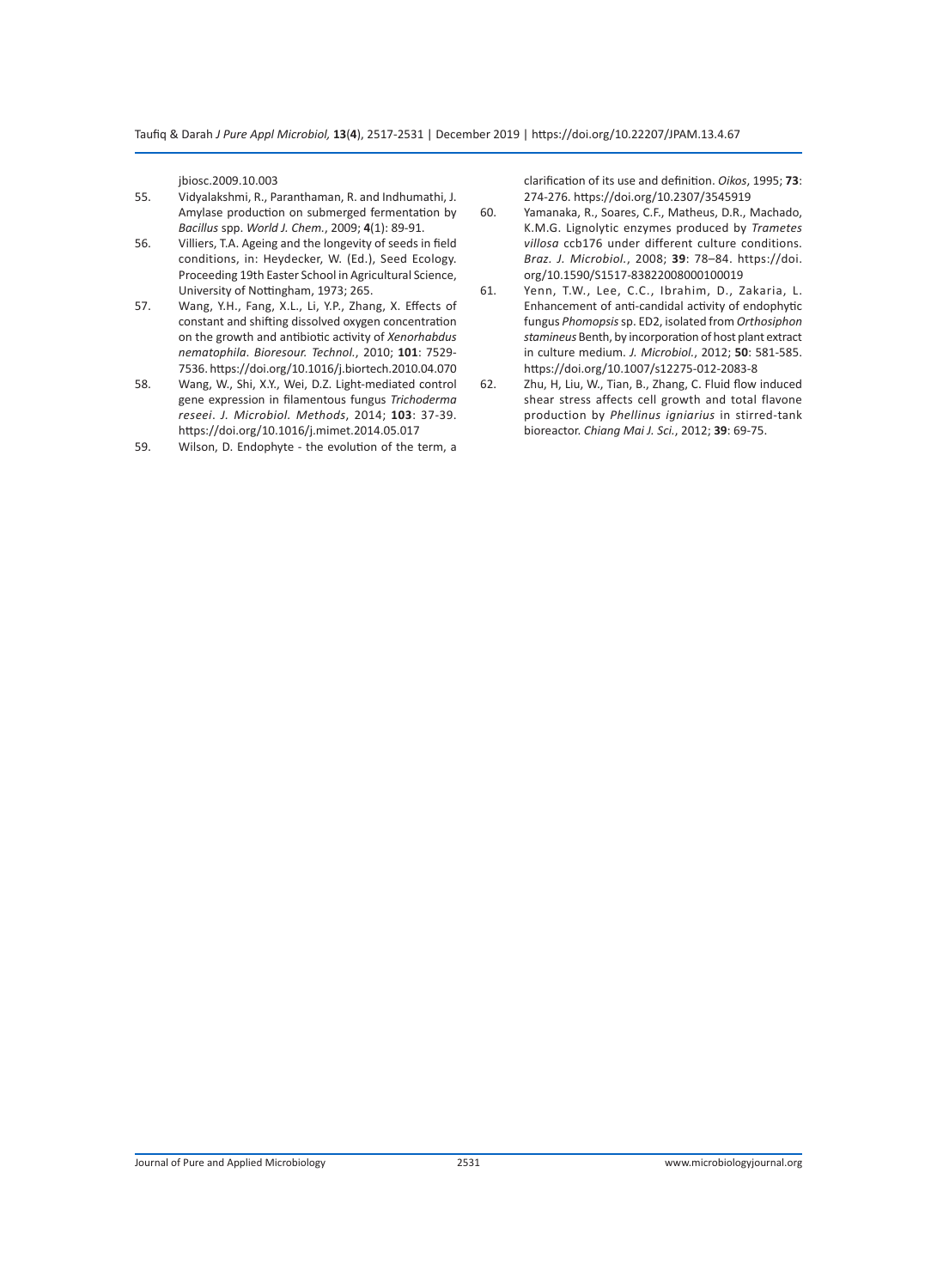jbiosc.2009.10.003

55. Vidyalakshmi, R., Paranthaman, R. and Indhumathi, J. Amylase production on submerged fermentation by *Bacillus* spp. *World J. Chem.*, 2009; **4**(1): 89-91.
56. Villiers, T.A. Ageing and the longevity of seeds in field conditions, in: Heydecker, W. (Ed.), Seed Ecology. Proceeding 19th Easter School in Agricultural Science, University of Nottingham, 1973; 265.
57. Wang, Y.H., Fang, X.L., Li, Y.P., Zhang, X. Effects of constant and shifting dissolved oxygen concentration on the growth and antibiotic activity of *Xenorhabdus nematophila*. *Bioresour. Technol.*, 2010; **101**: 7529-7536. https://doi.org/10.1016/j.biortech.2010.04.070
58. Wang, W., Shi, X.Y., Wei, D.Z. Light-mediated control gene expression in filamentous fungus *Trichoderma reseei*. *J. Microbiol. Methods*, 2014; **103**: 37-39. https://doi.org/10.1016/j.mimet.2014.05.017
59. Wilson, D. Endophyte - the evolution of the term, a clarification of its use and definition. *Oikos*, 1995; **73**: 274-276. https://doi.org/10.2307/3545919
60. Yamanaka, R., Soares, C.F., Matheus, D.R., Machado, K.M.G. Lignolytic enzymes produced by *Trametes villosa* ccb176 under different culture conditions. *Braz. J. Microbiol.*, 2008; **39**: 78–84. https://doi.org/10.1590/S1517-83822008000100019
61. Yenn, T.W., Lee, C.C., Ibrahim, D., Zakaria, L. Enhancement of anti-candidal activity of endophytic fungus *Phomopsis* sp. ED2, isolated from *Orthosiphon stamineus* Benth, by incorporation of host plant extract in culture medium. *J. Microbiol.*, 2012; **50**: 581-585. https://doi.org/10.1007/s12275-012-2083-8
62. Zhu, H, Liu, W., Tian, B., Zhang, C. Fluid flow induced shear stress affects cell growth and total flavone production by *Phellinus igniarius* in stirred-tank bioreactor. *Chiang Mai J. Sci.*, 2012; **39**: 69-75.